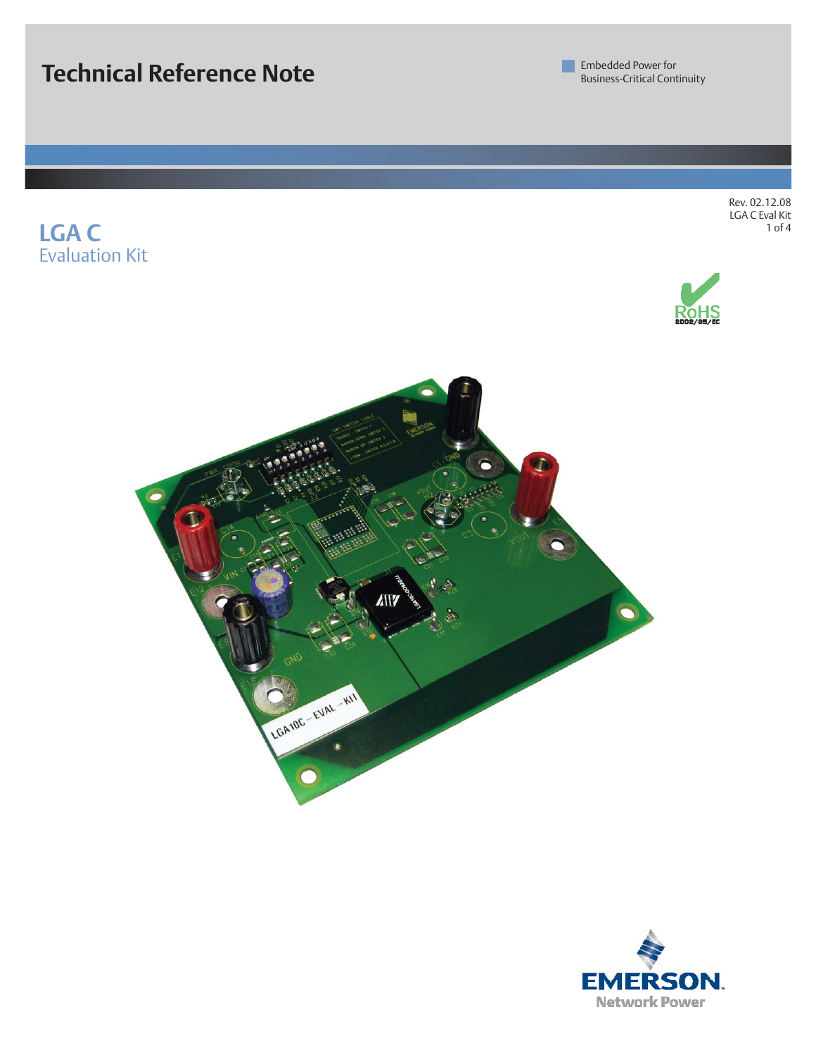# Technical Reference Note

Embedded Power for Business-Critical Continuity

Rev. 02.12.08

LGA C Eval Kit

## LGA C

### Evaluation Kit

EMERSON
Network Power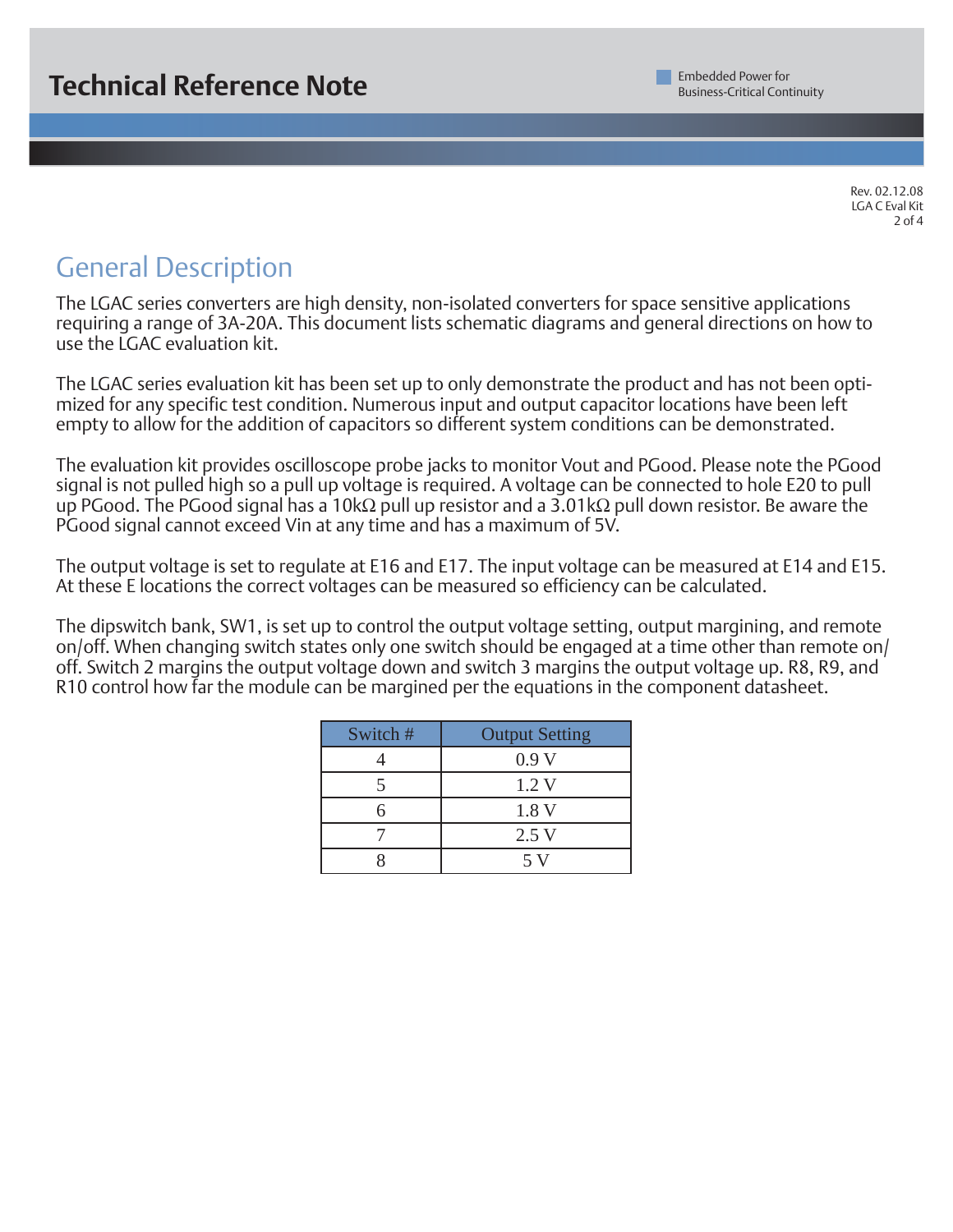## General Description

The LGAC series converters are high density, non-isolated converters for space sensitive applications requiring a range of 3A-20A. This document lists schematic diagrams and general directions on how to use the LGAC evaluation kit.

The LGAC series evaluation kit has been set up to only demonstrate the product and has not been optimized for any specific test condition. Numerous input and output capacitor locations have been left empty to allow for the addition of capacitors so different system conditions can be demonstrated.

The evaluation kit provides oscilloscope probe jacks to monitor Vout and PGood. Please note the PGood signal is not pulled high so a pull up voltage is required. A voltage can be connected to hole E20 to pull up PGood. The PGood signal has a 10kΩ pull up resistor and a 3.01kΩ pull down resistor. Be aware the PGood signal cannot exceed Vin at any time and has a maximum of 5V.

The output voltage is set to regulate at E16 and E17. The input voltage can be measured at E14 and E15. At these E locations the correct voltages can be measured so efficiency can be calculated.

The dipswitch bank, SW1, is set up to control the output voltage setting, output margining, and remote on/off. When changing switch states only one switch should be engaged at a time other than remote on/off. Switch 2 margins the output voltage down and switch 3 margins the output voltage up. R8, R9, and R10 control how far the module can be margined per the equations in the component datasheet.

| Switch # | Output Setting |
| --- | --- |
| 4 | 0.9 V |
| 5 | 1.2 V |
| 6 | 1.8 V |
| 7 | 2.5 V |
| 8 | 5 V |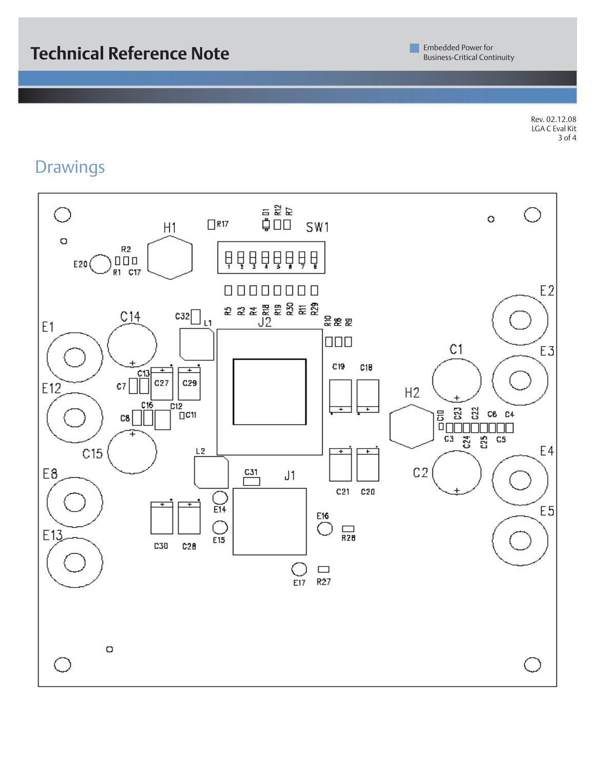## Drawings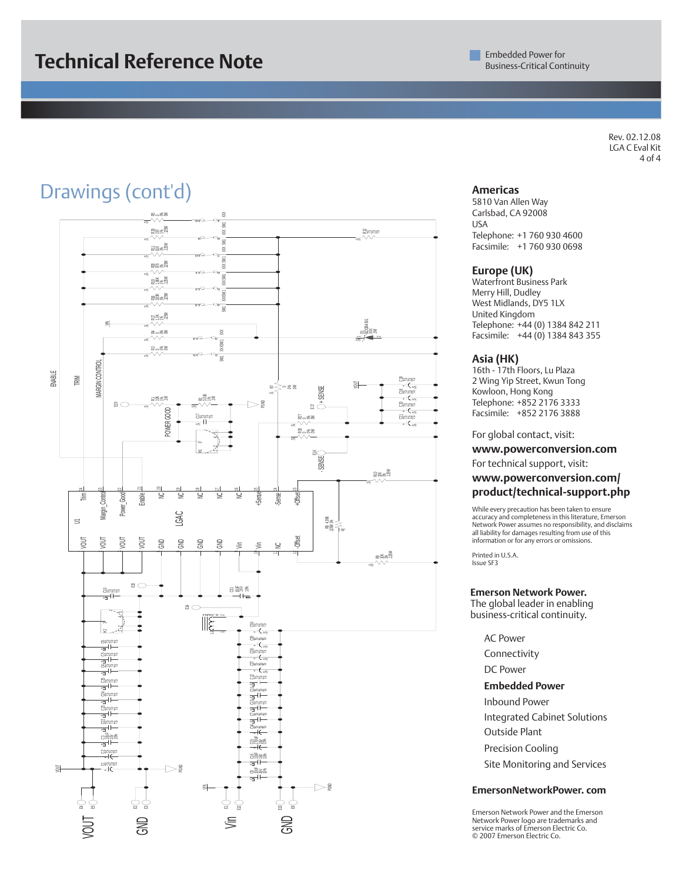# Technical Reference Note

Embedded Power for Business-Critical Continuity

Rev. 02.12.08
LGA C Eval Kit

## Drawings (cont'd)

ENABLE

TRIM

MARGIN CONTROL

POWER GOOD

+ SENSE

- SENSE

VOUT

U1

LGAC

Trim

Margin_Control

Power_Good

Enable

NC

+Sense

-Sense

+Offset

-Offset

VOUT

GND

Vin

VOUT

GND

Vin

GND

PGND

### Americas

5810 Van Allen Way
Carlsbad, CA 92008
USA
Telephone: +1 760 930 4600
Facsimile: +1 760 930 0698

### Europe (UK)

Waterfront Business Park
Merry Hill, Dudley
West Midlands, DY5 1LX
United Kingdom
Telephone: +44 (0) 1384 842 211
Facsimile: +44 (0) 1384 843 355

### Asia (HK)

16th - 17th Floors, Lu Plaza
2 Wing Yip Street, Kwun Tong
Kowloon, Hong Kong
Telephone: +852 2176 3333
Facsimile: +852 2176 3888

For global contact, visit:

**www.powerconversion.com**

For technical support, visit:

**www.powerconversion.com/product/technical-support.php**

While every precaution has been taken to ensure accuracy and completeness in this literature, Emerson Network Power assumes no responsibility, and disclaims all liability for damages resulting from use of this information or for any errors or omissions.

Printed in U.S.A.
Issue SF3

**Emerson Network Power.**
The global leader in enabling business-critical continuity.

- AC Power
- Connectivity
- DC Power
- **Embedded Power**
- Inbound Power
- Integrated Cabinet Solutions
- Outside Plant
- Precision Cooling
- Site Monitoring and Services

**EmersonNetworkPower. com**

Emerson Network Power and the Emerson Network Power logo are trademarks and service marks of Emerson Electric Co.
© 2007 Emerson Electric Co.